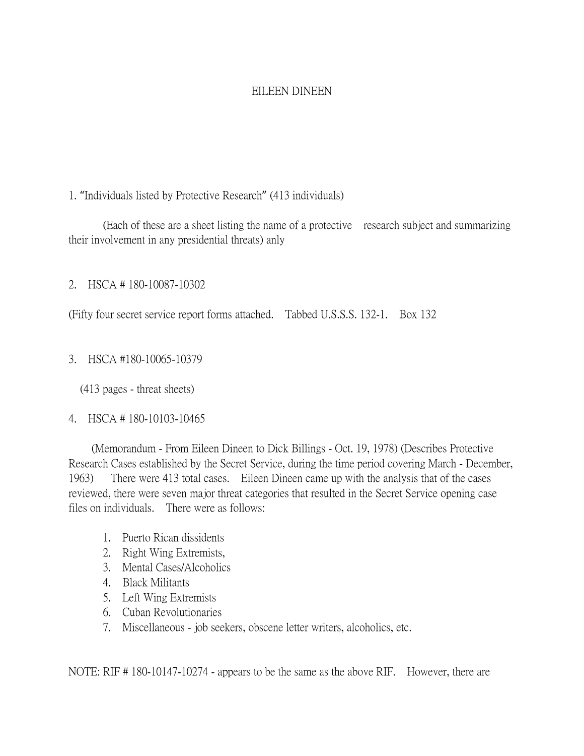# EILEEN DINEEN

1. "Individuals listed by Protective Research" (413 individuals)

   (Each of these are a sheet listing the name of a protective research subject and summarizing their involvement in any presidential threats) anly

2. HSCA # 180-10087-10302

(Fifty four secret service report forms attached. Tabbed U.S.S.S. 132-1. Box 132

3. HSCA #180-10065-10379

   (413 pages - threat sheets)

4. HSCA # 180-10103-10465

   (Memorandum - From Eileen Dineen to Dick Billings - Oct. 19, 1978) (Describes Protective Research Cases established by the Secret Service, during the time period covering March - December, 1963) There were 413 total cases. Eileen Dineen came up with the analysis that of the cases reviewed, there were seven major threat categories that resulted in the Secret Service opening case files on individuals. There were as follows:

   1. Puerto Rican dissidents
   2. Right Wing Extremists,
   3. Mental Cases/Alcoholics
   4. Black Militants
   5. Left Wing Extremists
   6. Cuban Revolutionaries
   7. Miscellaneous - job seekers, obscene letter writers, alcoholics, etc.

NOTE: RIF # 180-10147-10274 - appears to be the same as the above RIF. However, there are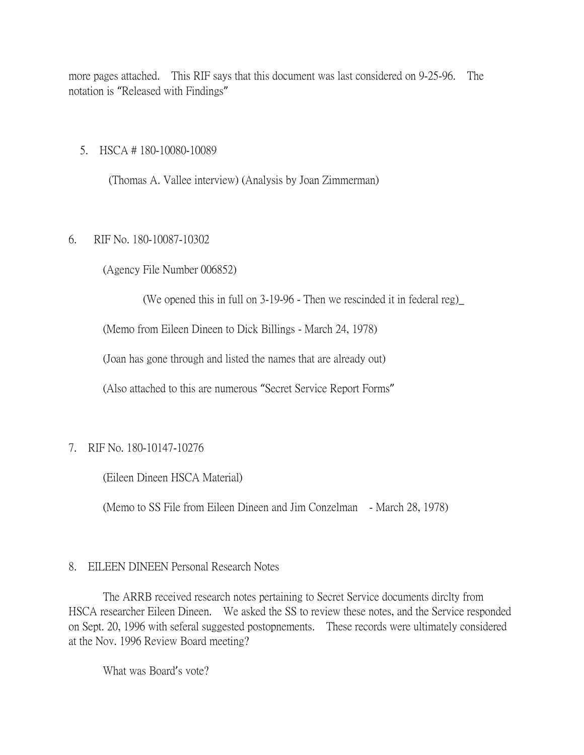more pages attached. This RIF says that this document was last considered on 9-25-96. The notation is "Released with Findings"

5. HSCA # 180-10080-10089

   (Thomas A. Vallee interview) (Analysis by Joan Zimmerman)

6. RIF No. 180-10087-10302

   (Agency File Number 006852)

   (We opened this in full on 3-19-96 - Then we rescinded it in federal reg)_

   (Memo from Eileen Dineen to Dick Billings - March 24, 1978)

   (Joan has gone through and listed the names that are already out)

   (Also attached to this are numerous "Secret Service Report Forms"

7. RIF No. 180-10147-10276

   (Eileen Dineen HSCA Material)

   (Memo to SS File from Eileen Dineen and Jim Conzelman - March 28, 1978)

8. EILEEN DINEEN Personal Research Notes

   The ARRB received research notes pertaining to Secret Service documents dirclty from HSCA researcher Eileen Dineen. We asked the SS to review these notes, and the Service responded on Sept. 20, 1996 with seferal suggested postopnements. These records were ultimately considered at the Nov. 1996 Review Board meeting?

   What was Board's vote?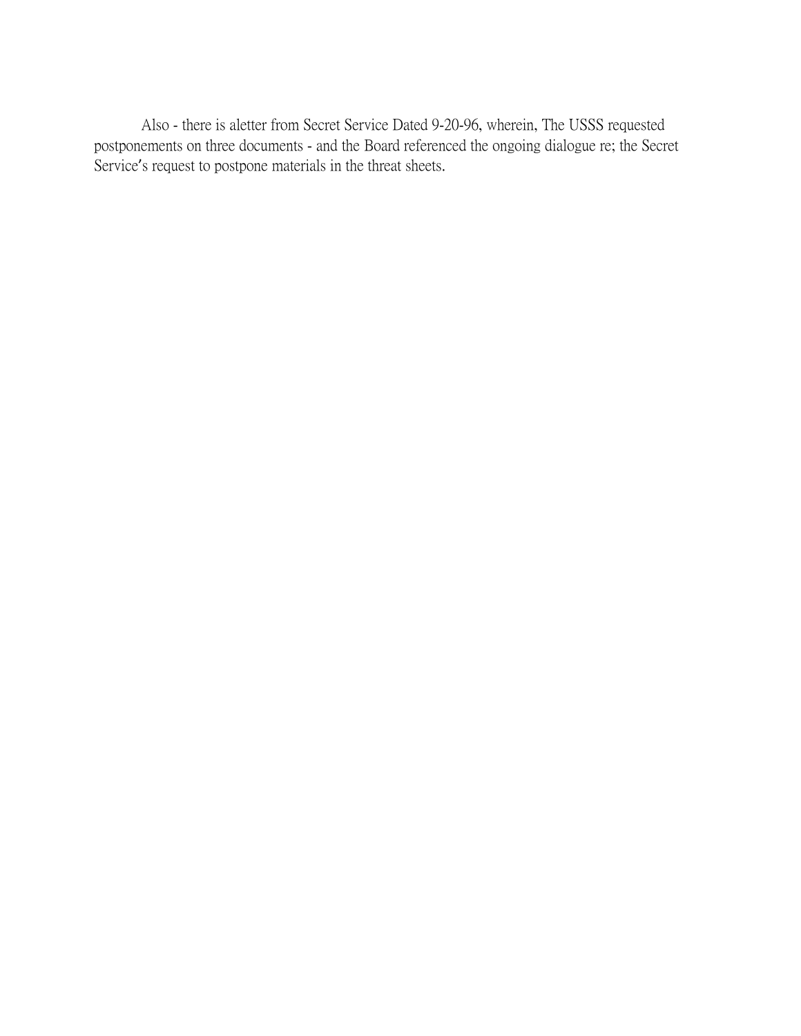Also - there is aletter from Secret Service Dated 9-20-96, wherein, The USSS requested postponements on three documents - and the Board referenced the ongoing dialogue re; the Secret Service's request to postpone materials in the threat sheets.